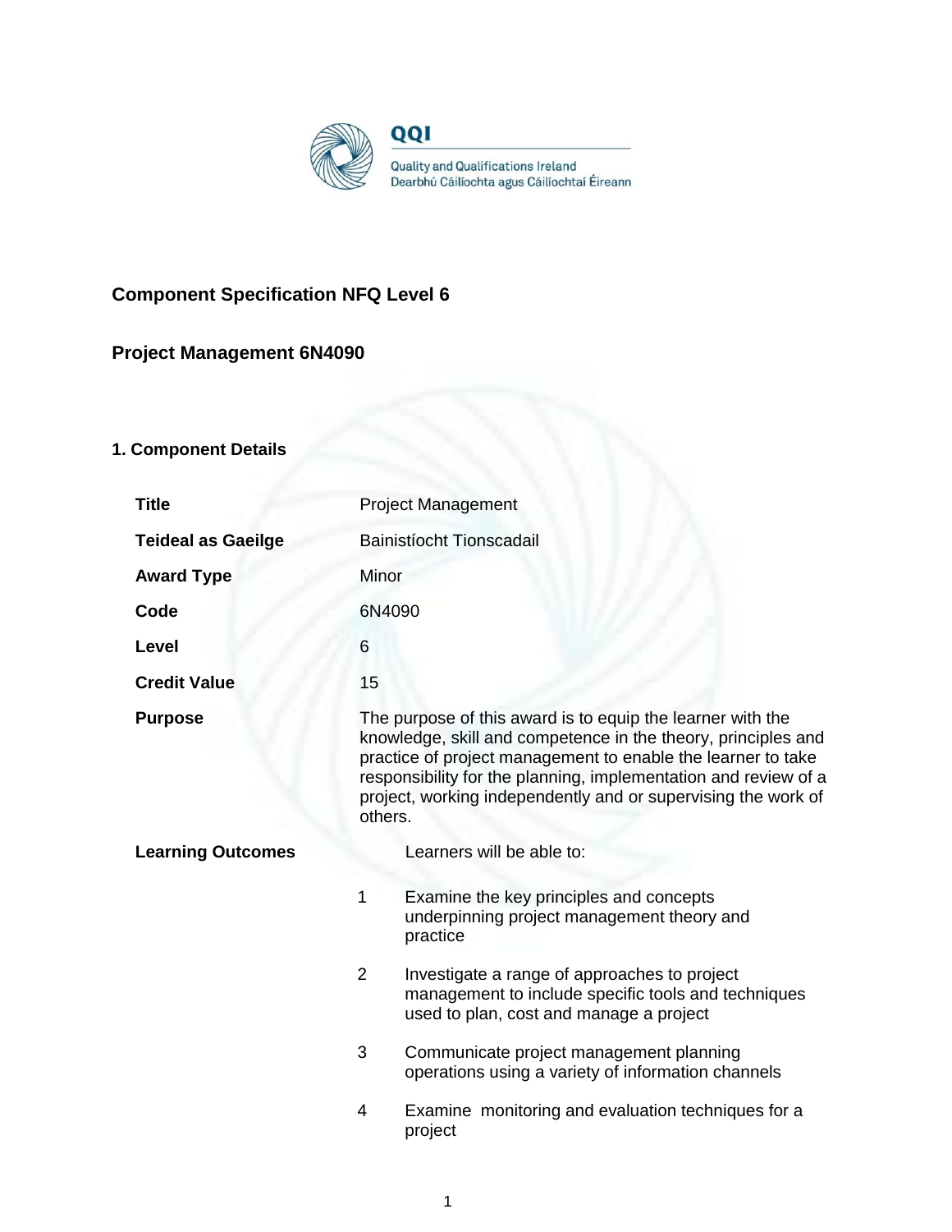QQI

Quality and Qualifications Ireland
Dearbhú Cáilíochta agus Cáilíochtaí Éireann

## Component Specification NFQ Level 6

## Project Management 6N4090

### 1. Component Details

| | |
|---|---|
| **Title** | Project Management |
| **Teideal as Gaeilge** | Bainistíocht Tionscadail |
| **Award Type** | Minor |
| **Code** | 6N4090 |
| **Level** | 6 |
| **Credit Value** | 15 |
| **Purpose** | The purpose of this award is to equip the learner with the knowledge, skill and competence in the theory, principles and practice of project management to enable the learner to take responsibility for the planning, implementation and review of a project, working independently and or supervising the work of others. |
| **Learning Outcomes** | Learners will be able to: |

1. Examine the key principles and concepts underpinning project management theory and practice
2. Investigate a range of approaches to project management to include specific tools and techniques used to plan, cost and manage a project
3. Communicate project management planning operations using a variety of information channels
4. Examine monitoring and evaluation techniques for a project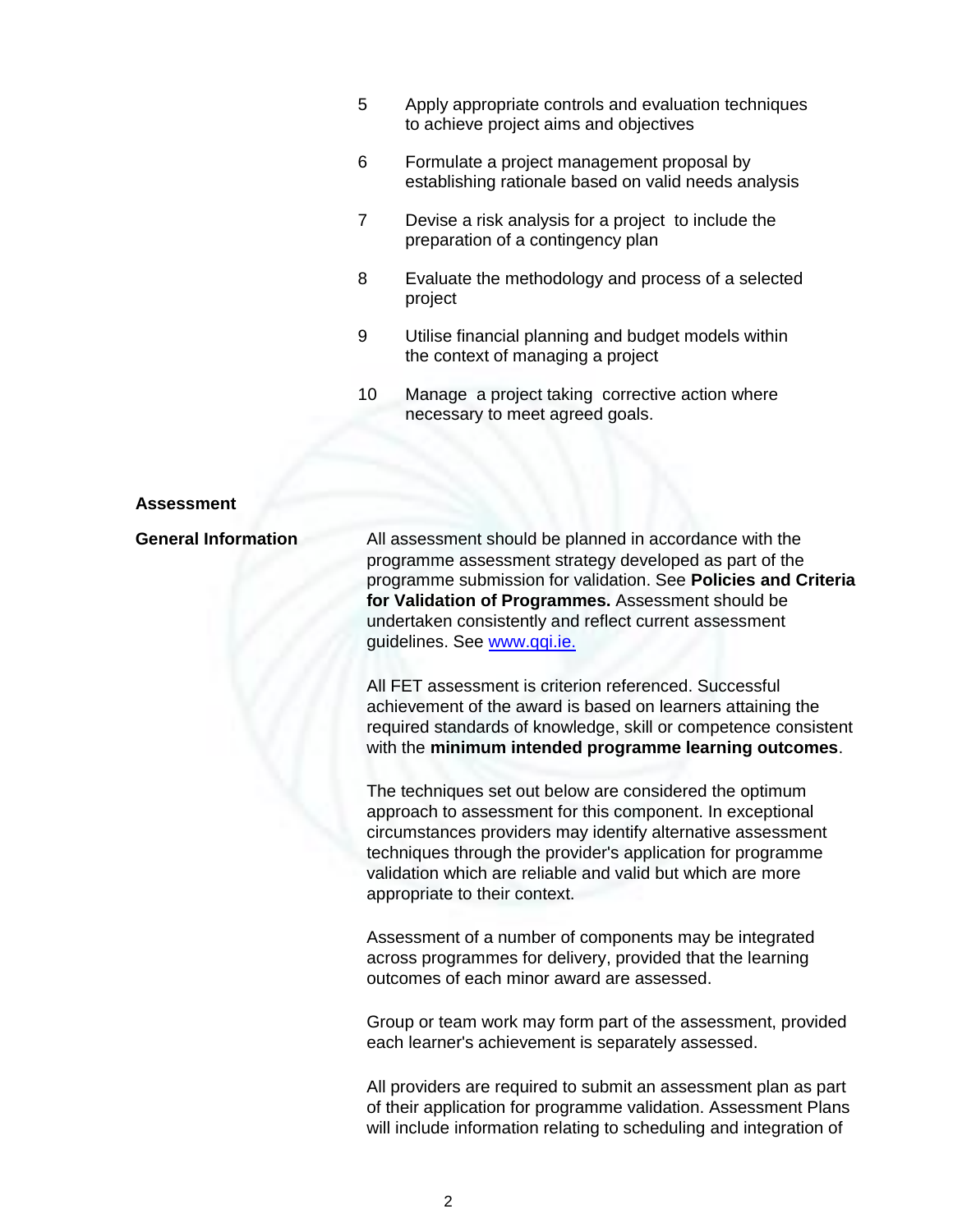5. Apply appropriate controls and evaluation techniques to achieve project aims and objectives
6. Formulate a project management proposal by establishing rationale based on valid needs analysis
7. Devise a risk analysis for a project to include the preparation of a contingency plan
8. Evaluate the methodology and process of a selected project
9. Utilise financial planning and budget models within the context of managing a project
10. Manage a project taking corrective action where necessary to meet agreed goals.

## Assessment

**General Information**

All assessment should be planned in accordance with the programme assessment strategy developed as part of the programme submission for validation. See **Policies and Criteria for Validation of Programmes.** Assessment should be undertaken consistently and reflect current assessment guidelines. See [www.qqi.ie.](http://www.qqi.ie)

All FET assessment is criterion referenced. Successful achievement of the award is based on learners attaining the required standards of knowledge, skill or competence consistent with the **minimum intended programme learning outcomes**.

The techniques set out below are considered the optimum approach to assessment for this component. In exceptional circumstances providers may identify alternative assessment techniques through the provider's application for programme validation which are reliable and valid but which are more appropriate to their context.

Assessment of a number of components may be integrated across programmes for delivery, provided that the learning outcomes of each minor award are assessed.

Group or team work may form part of the assessment, provided each learner's achievement is separately assessed.

All providers are required to submit an assessment plan as part of their application for programme validation. Assessment Plans will include information relating to scheduling and integration of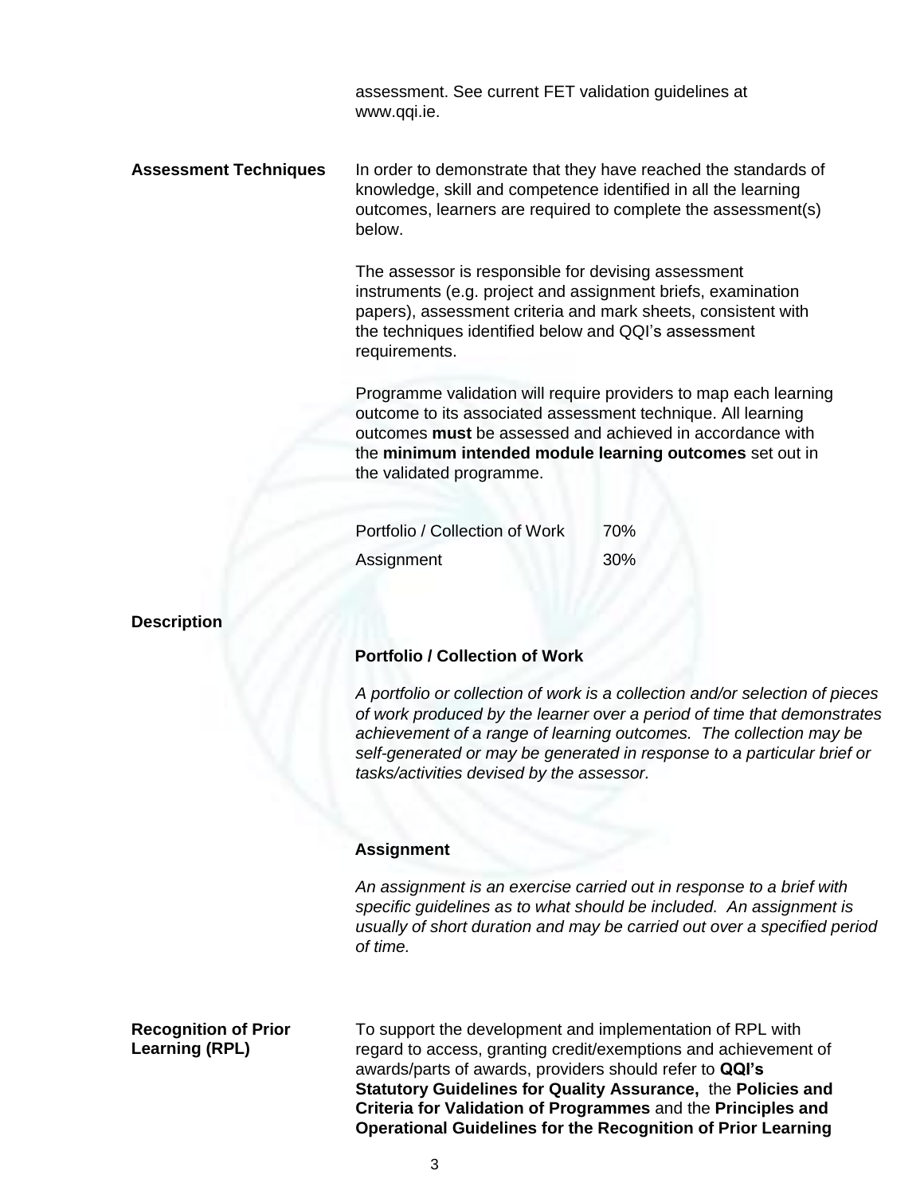assessment. See current FET validation guidelines at www.qqi.ie.

**Assessment Techniques**

In order to demonstrate that they have reached the standards of knowledge, skill and competence identified in all the learning outcomes, learners are required to complete the assessment(s) below.

The assessor is responsible for devising assessment instruments (e.g. project and assignment briefs, examination papers), assessment criteria and mark sheets, consistent with the techniques identified below and QQI's assessment requirements.

Programme validation will require providers to map each learning outcome to its associated assessment technique. All learning outcomes **must** be assessed and achieved in accordance with the **minimum intended module learning outcomes** set out in the validated programme.

| | |
|---|---|
| Portfolio / Collection of Work | 70% |
| Assignment | 30% |

**Description**

**Portfolio / Collection of Work**

*A portfolio or collection of work is a collection and/or selection of pieces of work produced by the learner over a period of time that demonstrates achievement of a range of learning outcomes. The collection may be self-generated or may be generated in response to a particular brief or tasks/activities devised by the assessor.*

**Assignment**

*An assignment is an exercise carried out in response to a brief with specific guidelines as to what should be included. An assignment is usually of short duration and may be carried out over a specified period of time.*

**Recognition of Prior Learning (RPL)**

To support the development and implementation of RPL with regard to access, granting credit/exemptions and achievement of awards/parts of awards, providers should refer to **QQI's Statutory Guidelines for Quality Assurance,** the **Policies and Criteria for Validation of Programmes** and the **Principles and Operational Guidelines for the Recognition of Prior Learning**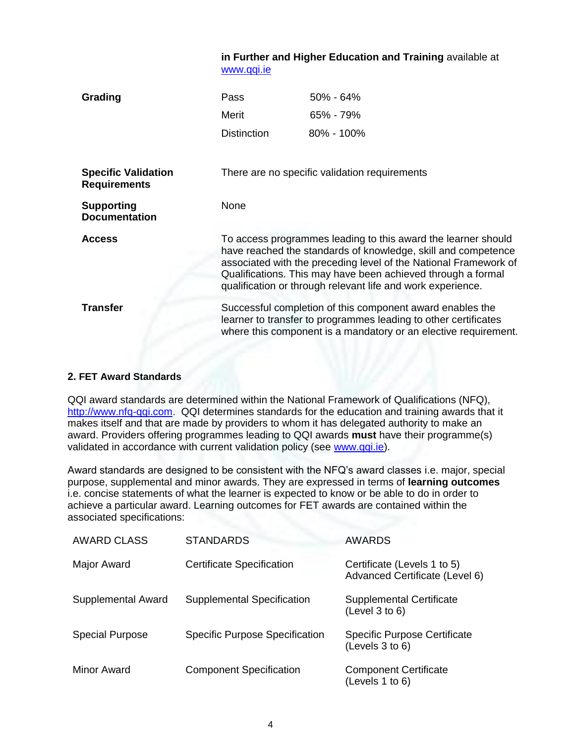**in Further and Higher Education and Training** available at [www.qqi.ie](http://www.qqi.ie)

| | | |
|---|---|---|
| **Grading** | Pass | 50% - 64% |
| | Merit | 65% - 79% |
| | Distinction | 80% - 100% |

**Specific Validation Requirements**

There are no specific validation requirements

**Supporting Documentation**

None

**Access**

To access programmes leading to this award the learner should have reached the standards of knowledge, skill and competence associated with the preceding level of the National Framework of Qualifications. This may have been achieved through a formal qualification or through relevant life and work experience.

**Transfer**

Successful completion of this component award enables the learner to transfer to programmes leading to other certificates where this component is a mandatory or an elective requirement.

## 2. FET Award Standards

QQI award standards are determined within the National Framework of Qualifications (NFQ), [http://www.nfq-qqi.com](http://www.nfq-qqi.com). QQI determines standards for the education and training awards that it makes itself and that are made by providers to whom it has delegated authority to make an award. Providers offering programmes leading to QQI awards **must** have their programme(s) validated in accordance with current validation policy (see [www.qqi.ie](http://www.qqi.ie)).

Award standards are designed to be consistent with the NFQ's award classes i.e. major, special purpose, supplemental and minor awards. They are expressed in terms of **learning outcomes** i.e. concise statements of what the learner is expected to know or be able to do in order to achieve a particular award. Learning outcomes for FET awards are contained within the associated specifications:

| AWARD CLASS | STANDARDS | AWARDS |
|---|---|---|
| Major Award | Certificate Specification | Certificate (Levels 1 to 5) Advanced Certificate (Level 6) |
| Supplemental Award | Supplemental Specification | Supplemental Certificate (Level 3 to 6) |
| Special Purpose | Specific Purpose Specification | Specific Purpose Certificate (Levels 3 to 6) |
| Minor Award | Component Specification | Component Certificate (Levels 1 to 6) |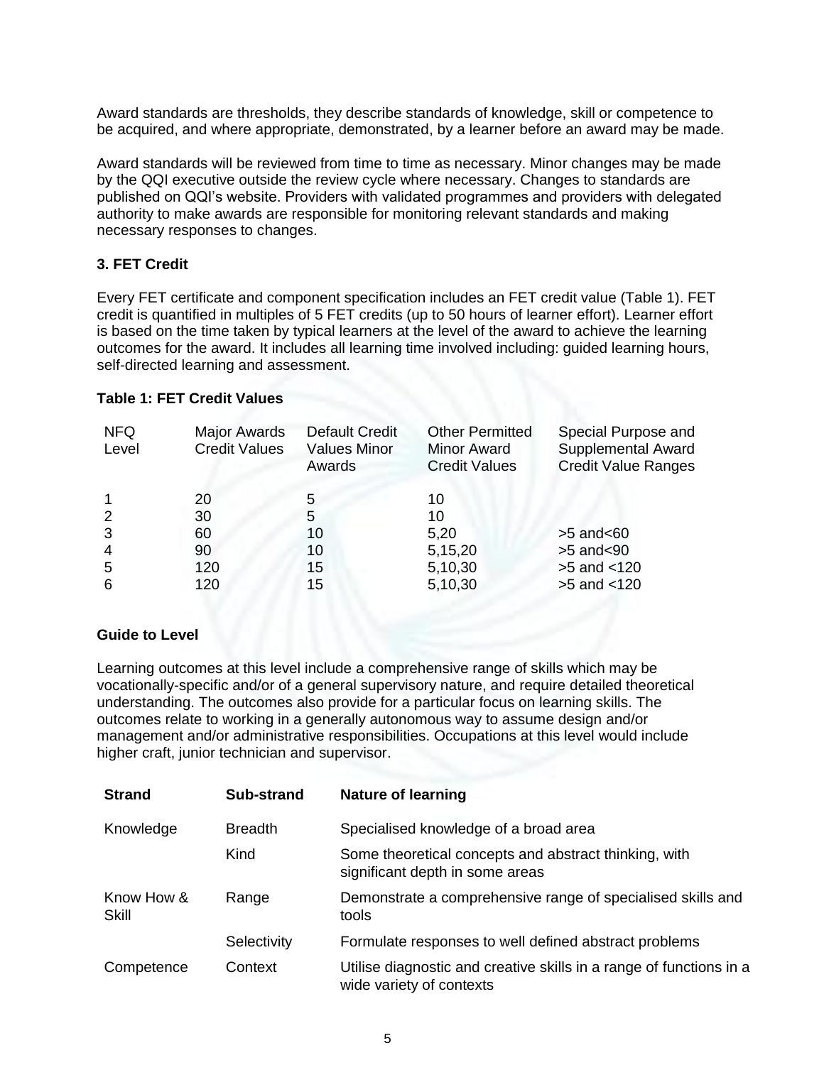Award standards are thresholds, they describe standards of knowledge, skill or competence to be acquired, and where appropriate, demonstrated, by a learner before an award may be made.

Award standards will be reviewed from time to time as necessary. Minor changes may be made by the QQI executive outside the review cycle where necessary. Changes to standards are published on QQI's website. Providers with validated programmes and providers with delegated authority to make awards are responsible for monitoring relevant standards and making necessary responses to changes.

### 3. FET Credit

Every FET certificate and component specification includes an FET credit value (Table 1). FET credit is quantified in multiples of 5 FET credits (up to 50 hours of learner effort). Learner effort is based on the time taken by typical learners at the level of the award to achieve the learning outcomes for the award. It includes all learning time involved including: guided learning hours, self-directed learning and assessment.

**Table 1: FET Credit Values**

| NFQ Level | Major Awards Credit Values | Default Credit Values Minor Awards | Other Permitted Minor Award Credit Values | Special Purpose and Supplemental Award Credit Value Ranges |
|---|---|---|---|---|
| 1 | 20 | 5 | 10 | |
| 2 | 30 | 5 | 10 | |
| 3 | 60 | 10 | 5,20 | >5 and<60 |
| 4 | 90 | 10 | 5,15,20 | >5 and<90 |
| 5 | 120 | 15 | 5,10,30 | >5 and <120 |
| 6 | 120 | 15 | 5,10,30 | >5 and <120 |

### Guide to Level

Learning outcomes at this level include a comprehensive range of skills which may be vocationally-specific and/or of a general supervisory nature, and require detailed theoretical understanding. The outcomes also provide for a particular focus on learning skills. The outcomes relate to working in a generally autonomous way to assume design and/or management and/or administrative responsibilities. Occupations at this level would include higher craft, junior technician and supervisor.

| Strand | Sub-strand | Nature of learning |
|---|---|---|
| Knowledge | Breadth | Specialised knowledge of a broad area |
| | Kind | Some theoretical concepts and abstract thinking, with significant depth in some areas |
| Know How & Skill | Range | Demonstrate a comprehensive range of specialised skills and tools |
| | Selectivity | Formulate responses to well defined abstract problems |
| Competence | Context | Utilise diagnostic and creative skills in a range of functions in a wide variety of contexts |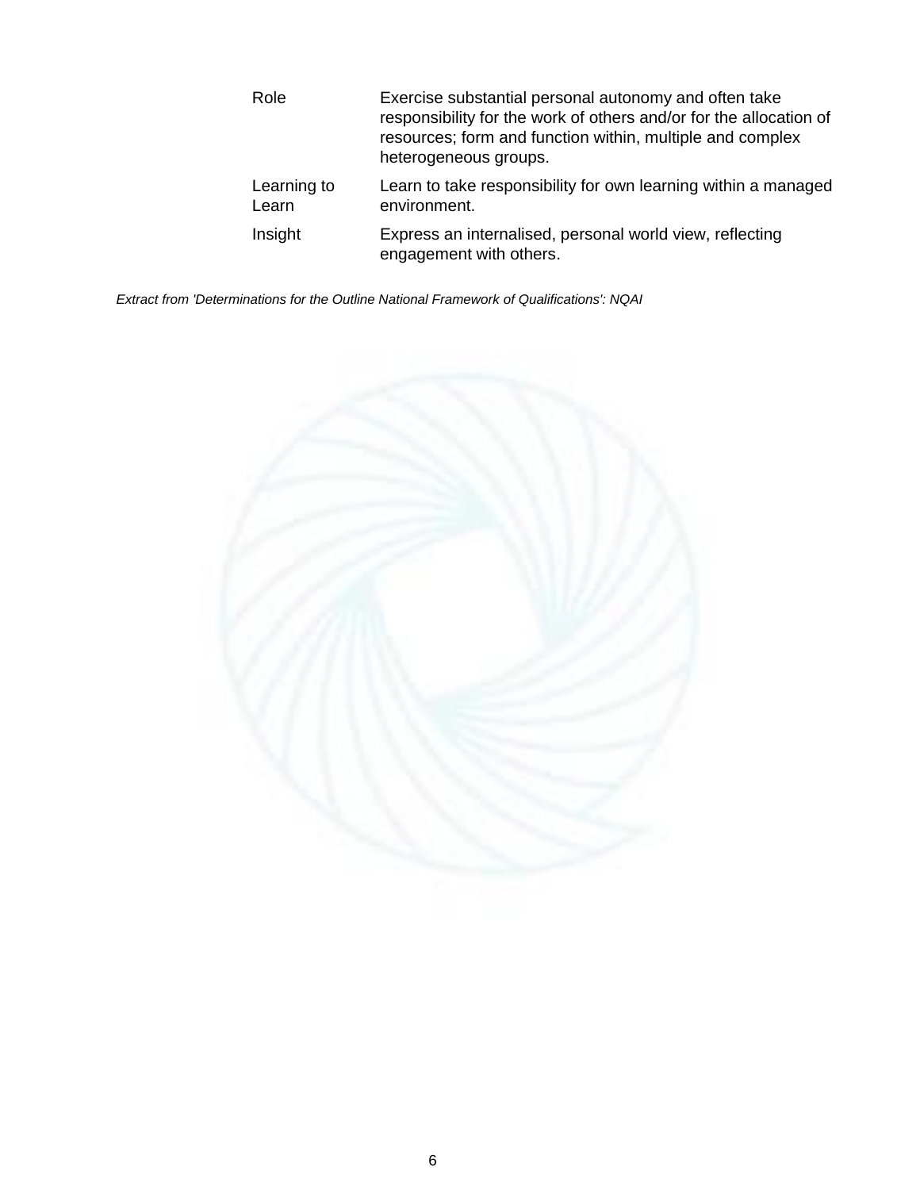| | |
|---|---|
| Role | Exercise substantial personal autonomy and often take responsibility for the work of others and/or for the allocation of resources; form and function within, multiple and complex heterogeneous groups. |
| Learning to Learn | Learn to take responsibility for own learning within a managed environment. |
| Insight | Express an internalised, personal world view, reflecting engagement with others. |

*Extract from 'Determinations for the Outline National Framework of Qualifications': NQAI*